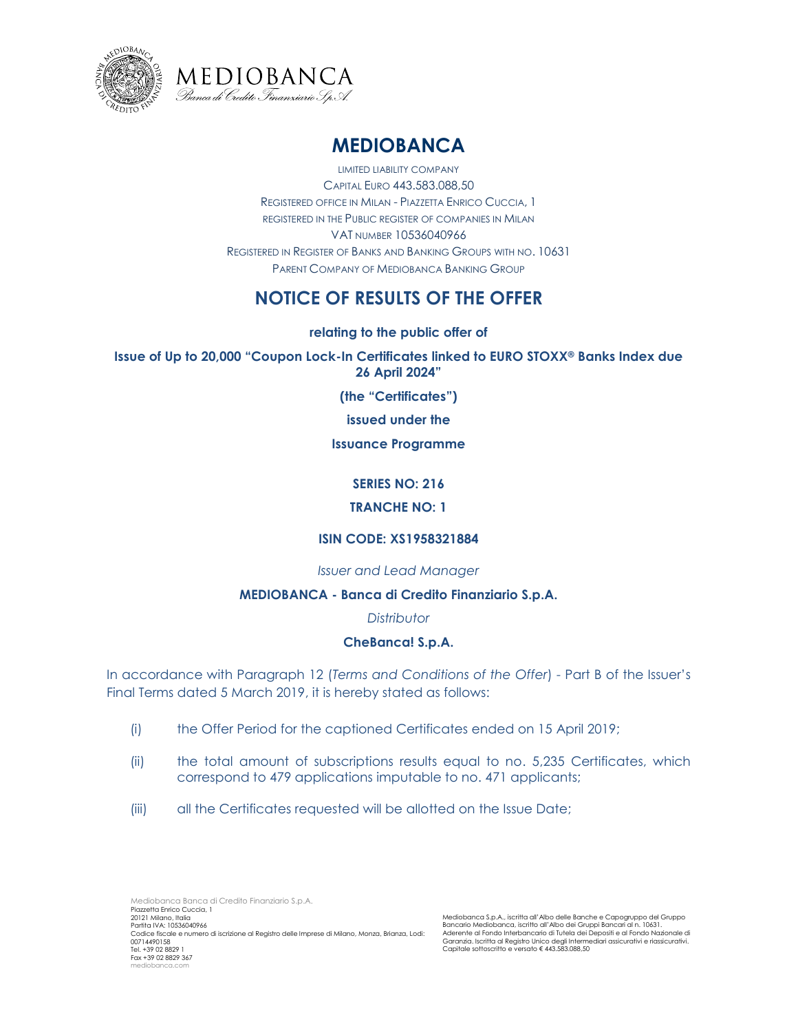MEDIOBANCA
Banca di Credito Finanziario S.p.A.

# MEDIOBANCA

LIMITED LIABILITY COMPANY
CAPITAL EURO 443.583.088,50
REGISTERED OFFICE IN MILAN - PIAZZETTA ENRICO CUCCIA, 1
REGISTERED IN THE PUBLIC REGISTER OF COMPANIES IN MILAN
VAT NUMBER 10536040966
REGISTERED IN REGISTER OF BANKS AND BANKING GROUPS WITH NO. 10631
PARENT COMPANY OF MEDIOBANCA BANKING GROUP

# NOTICE OF RESULTS OF THE OFFER

**relating to the public offer of**

**Issue of Up to 20,000 "Coupon Lock-In Certificates linked to EURO STOXX® Banks Index due 26 April 2024"**

**(the "Certificates")**

**issued under the**

**Issuance Programme**

**SERIES NO: 216**

**TRANCHE NO: 1**

**ISIN CODE: XS1958321884**

*Issuer and Lead Manager*

**MEDIOBANCA - Banca di Credito Finanziario S.p.A.**

*Distributor*

**CheBanca! S.p.A.**

In accordance with Paragraph 12 (*Terms and Conditions of the Offer*) - Part B of the Issuer's Final Terms dated 5 March 2019, it is hereby stated as follows:

(i) the Offer Period for the captioned Certificates ended on 15 April 2019;

(ii) the total amount of subscriptions results equal to no. 5,235 Certificates, which correspond to 479 applications imputable to no. 471 applicants;

(iii) all the Certificates requested will be allotted on the Issue Date;

Mediobanca Banca di Credito Finanziario S.p.A.
Piazzetta Enrico Cuccia, 1
20121 Milano, Italia
Partita IVA: 10536040966
Codice fiscale e numero di iscrizione al Registro delle Imprese di Milano, Monza, Brianza, Lodi: 00714490158
Tel. +39 02 8829 1
Fax +39 02 8829 367
mediobanca.com

Mediobanca S.p.A., iscritta all'Albo delle Banche e Capogruppo del Gruppo Bancario Mediobanca, iscritto all'Albo dei Gruppi Bancari al n. 10631. Aderente al Fondo Interbancario di Tutela dei Depositi e al Fondo Nazionale di Garanzia. Iscritta al Registro Unico degli Intermediari assicurativi e riassicurativi. Capitale sottoscritto e versato € 443.583.088,50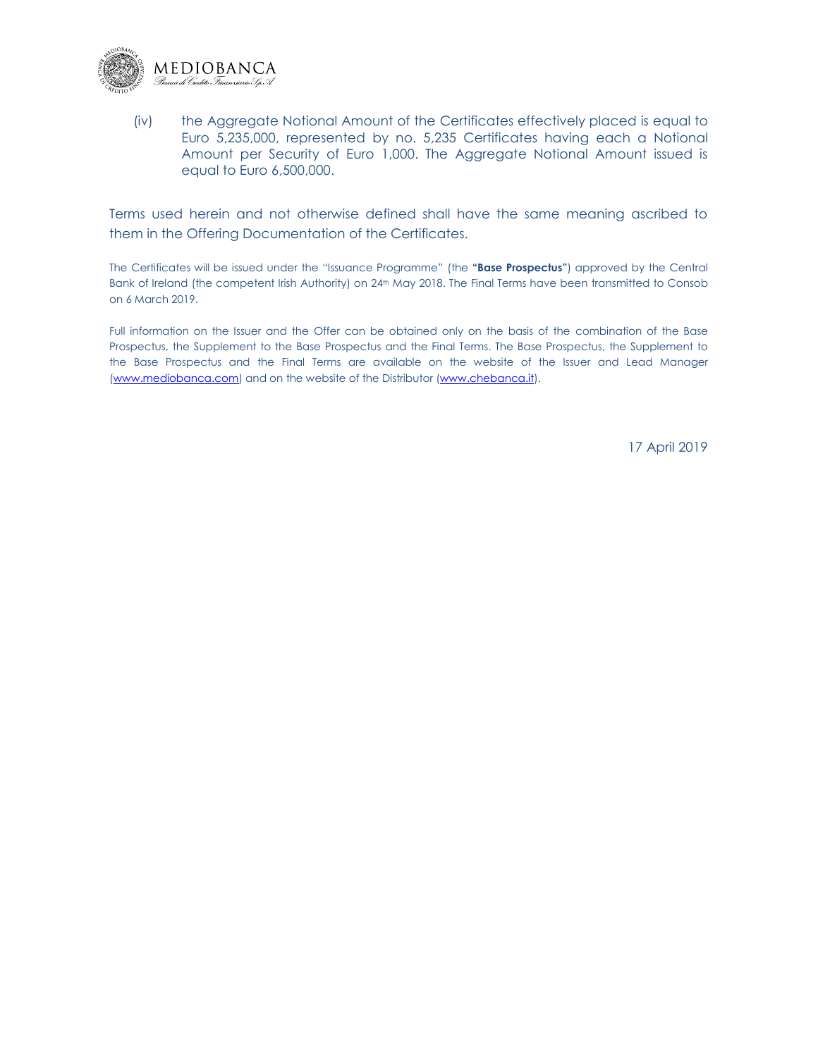(iv) the Aggregate Notional Amount of the Certificates effectively placed is equal to Euro 5,235,000, represented by no. 5,235 Certificates having each a Notional Amount per Security of Euro 1,000. The Aggregate Notional Amount issued is equal to Euro 6,500,000.

Terms used herein and not otherwise defined shall have the same meaning ascribed to them in the Offering Documentation of the Certificates.

The Certificates will be issued under the "Issuance Programme" (the **"Base Prospectus"**) approved by the Central Bank of Ireland (the competent Irish Authority) on 24th May 2018. The Final Terms have been transmitted to Consob on 6 March 2019.

Full information on the Issuer and the Offer can be obtained only on the basis of the combination of the Base Prospectus, the Supplement to the Base Prospectus and the Final Terms. The Base Prospectus, the Supplement to the Base Prospectus and the Final Terms are available on the website of the Issuer and Lead Manager (www.mediobanca.com) and on the website of the Distributor (www.chebanca.it).

17 April 2019